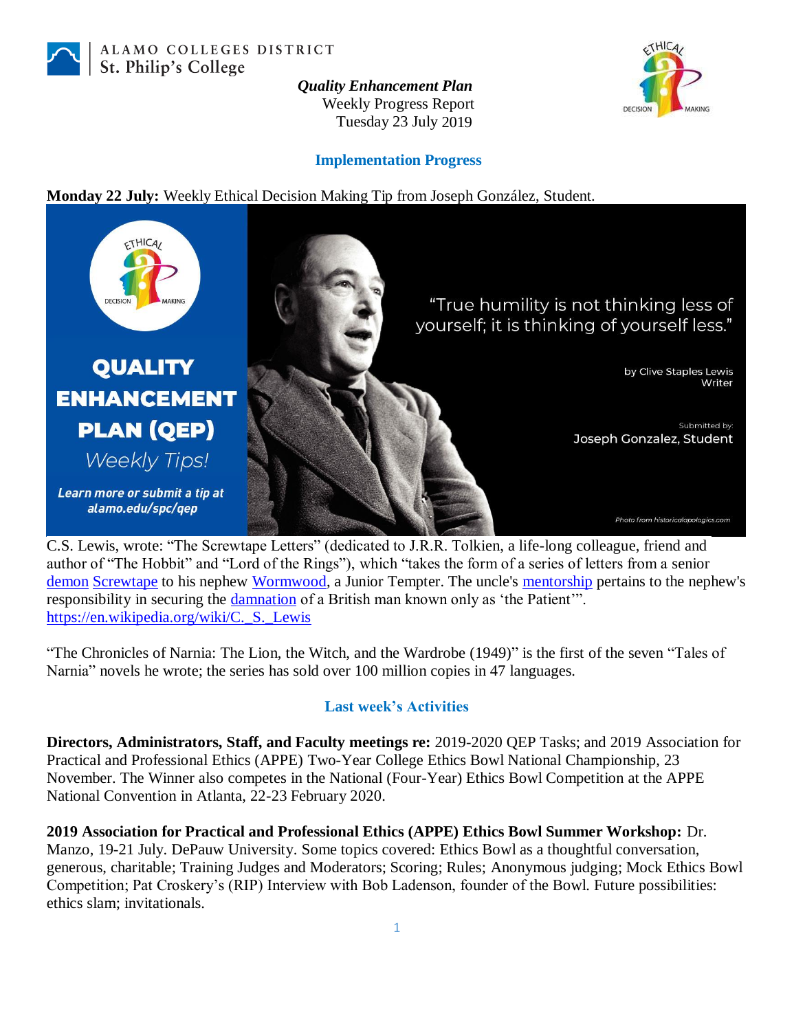ALAMO COLLEGES DISTRICT
St. Philip's College

***Quality Enhancement Plan***
Weekly Progress Report
Tuesday 23 July 2019

## Implementation Progress

**Monday 22 July:** Weekly Ethical Decision Making Tip from Joseph González, Student.

QUALITY ENHANCEMENT PLAN (QEP) *Weekly Tips!*
*Learn more or submit a tip at alamo.edu/spc/qep*

"True humility is not thinking less of yourself; it is thinking of yourself less."

by Clive Staples Lewis
Writer

Submitted by:
Joseph Gonzalez, Student

Photo from historicalapologics.com

C.S. Lewis, wrote: "The Screwtape Letters" (dedicated to J.R.R. Tolkien, a life-long colleague, friend and author of "The Hobbit" and "Lord of the Rings"), which "takes the form of a series of letters from a senior demon Screwtape to his nephew Wormwood, a Junior Tempter. The uncle's mentorship pertains to the nephew's responsibility in securing the damnation of a British man known only as 'the Patient'". https://en.wikipedia.org/wiki/C._S._Lewis

"The Chronicles of Narnia: The Lion, the Witch, and the Wardrobe (1949)" is the first of the seven "Tales of Narnia" novels he wrote; the series has sold over 100 million copies in 47 languages.

## Last week's Activities

**Directors, Administrators, Staff, and Faculty meetings re:** 2019-2020 QEP Tasks; and 2019 Association for Practical and Professional Ethics (APPE) Two-Year College Ethics Bowl National Championship, 23 November. The Winner also competes in the National (Four-Year) Ethics Bowl Competition at the APPE National Convention in Atlanta, 22-23 February 2020.

**2019 Association for Practical and Professional Ethics (APPE) Ethics Bowl Summer Workshop:** Dr. Manzo, 19-21 July. DePauw University. Some topics covered: Ethics Bowl as a thoughtful conversation, generous, charitable; Training Judges and Moderators; Scoring; Rules; Anonymous judging; Mock Ethics Bowl Competition; Pat Croskery's (RIP) Interview with Bob Ladenson, founder of the Bowl. Future possibilities: ethics slam; invitationals.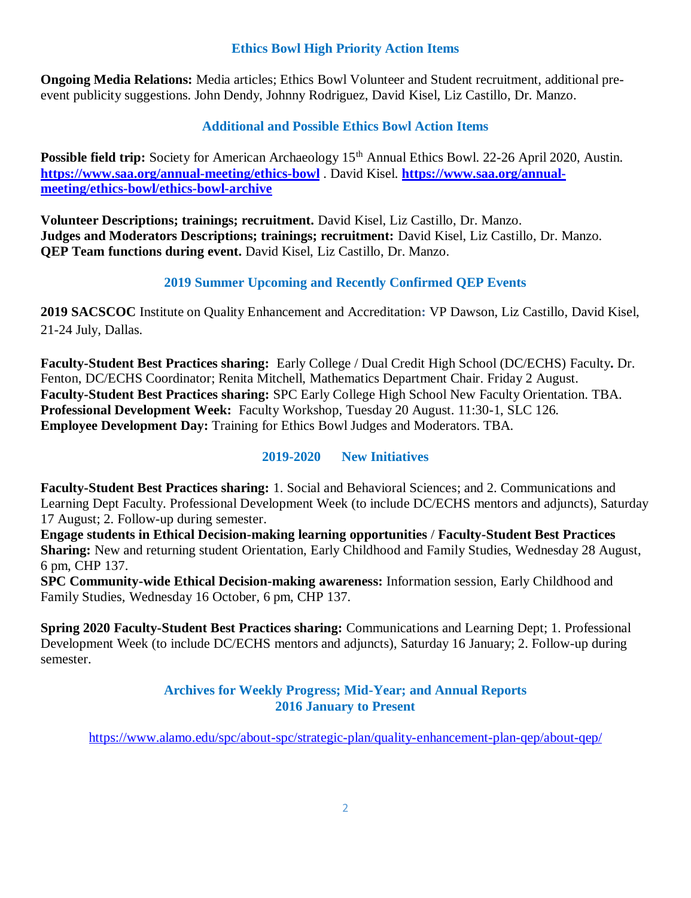## Ethics Bowl High Priority Action Items

**Ongoing Media Relations:** Media articles; Ethics Bowl Volunteer and Student recruitment, additional pre-event publicity suggestions. John Dendy, Johnny Rodriguez, David Kisel, Liz Castillo, Dr. Manzo.

## Additional and Possible Ethics Bowl Action Items

**Possible field trip:** Society for American Archaeology 15th Annual Ethics Bowl. 22-26 April 2020, Austin. **https://www.saa.org/annual-meeting/ethics-bowl** . David Kisel. **https://www.saa.org/annual-meeting/ethics-bowl/ethics-bowl-archive**

**Volunteer Descriptions; trainings; recruitment.** David Kisel, Liz Castillo, Dr. Manzo.
**Judges and Moderators Descriptions; trainings; recruitment:** David Kisel, Liz Castillo, Dr. Manzo.
**QEP Team functions during event.** David Kisel, Liz Castillo, Dr. Manzo.

## 2019 Summer Upcoming and Recently Confirmed QEP Events

**2019 SACSCOC** Institute on Quality Enhancement and Accreditation: VP Dawson, Liz Castillo, David Kisel, 21-24 July, Dallas.

**Faculty-Student Best Practices sharing:** Early College / Dual Credit High School (DC/ECHS) Faculty**.** Dr. Fenton, DC/ECHS Coordinator; Renita Mitchell, Mathematics Department Chair. Friday 2 August.
**Faculty-Student Best Practices sharing:** SPC Early College High School New Faculty Orientation. TBA.
**Professional Development Week:** Faculty Workshop, Tuesday 20 August. 11:30-1, SLC 126.
**Employee Development Day:** Training for Ethics Bowl Judges and Moderators. TBA.

## 2019-2020 New Initiatives

**Faculty-Student Best Practices sharing:** 1. Social and Behavioral Sciences; and 2. Communications and Learning Dept Faculty. Professional Development Week (to include DC/ECHS mentors and adjuncts), Saturday 17 August; 2. Follow-up during semester.
**Engage students in Ethical Decision-making learning opportunities** / **Faculty-Student Best Practices Sharing:** New and returning student Orientation, Early Childhood and Family Studies, Wednesday 28 August, 6 pm, CHP 137.
**SPC Community-wide Ethical Decision-making awareness:** Information session, Early Childhood and Family Studies, Wednesday 16 October, 6 pm, CHP 137.

**Spring 2020 Faculty-Student Best Practices sharing:** Communications and Learning Dept; 1. Professional Development Week (to include DC/ECHS mentors and adjuncts), Saturday 16 January; 2. Follow-up during semester.

## Archives for Weekly Progress; Mid-Year; and Annual Reports 2016 January to Present

https://www.alamo.edu/spc/about-spc/strategic-plan/quality-enhancement-plan-qep/about-qep/